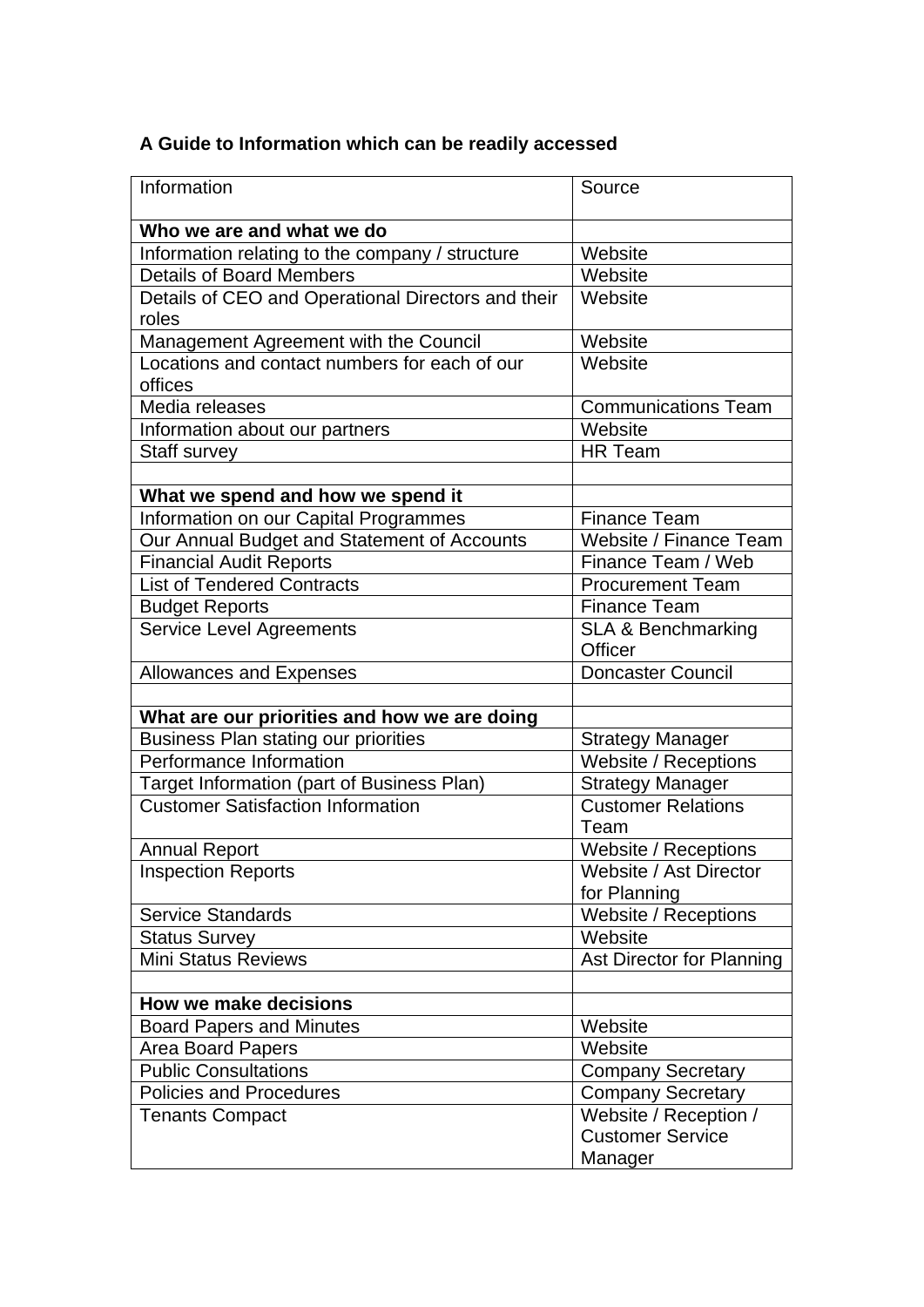**A Guide to Information which can be readily accessed**

| Information | Source |
| --- | --- |
| **Who we are and what we do** | |
| Information relating to the company / structure | Website |
| Details of Board Members | Website |
| Details of CEO and Operational Directors and their roles | Website |
| Management Agreement with the Council | Website |
| Locations and contact numbers for each of our offices | Website |
| Media releases | Communications Team |
| Information about our partners | Website |
| Staff survey | HR Team |
| | |
| **What we spend and how we spend it** | |
| Information on our Capital Programmes | Finance Team |
| Our Annual Budget and Statement of Accounts | Website / Finance Team |
| Financial Audit Reports | Finance Team / Web |
| List of Tendered Contracts | Procurement Team |
| Budget Reports | Finance Team |
| Service Level Agreements | SLA & Benchmarking Officer |
| Allowances and Expenses | Doncaster Council |
| | |
| **What are our priorities and how we are doing** | |
| Business Plan stating our priorities | Strategy Manager |
| Performance Information | Website / Receptions |
| Target Information (part of Business Plan) | Strategy Manager |
| Customer Satisfaction Information | Customer Relations Team |
| Annual Report | Website / Receptions |
| Inspection Reports | Website / Ast Director for Planning |
| Service Standards | Website / Receptions |
| Status Survey | Website |
| Mini Status Reviews | Ast Director for Planning |
| | |
| **How we make decisions** | |
| Board Papers and Minutes | Website |
| Area Board Papers | Website |
| Public Consultations | Company Secretary |
| Policies and Procedures | Company Secretary |
| Tenants Compact | Website / Reception / Customer Service Manager |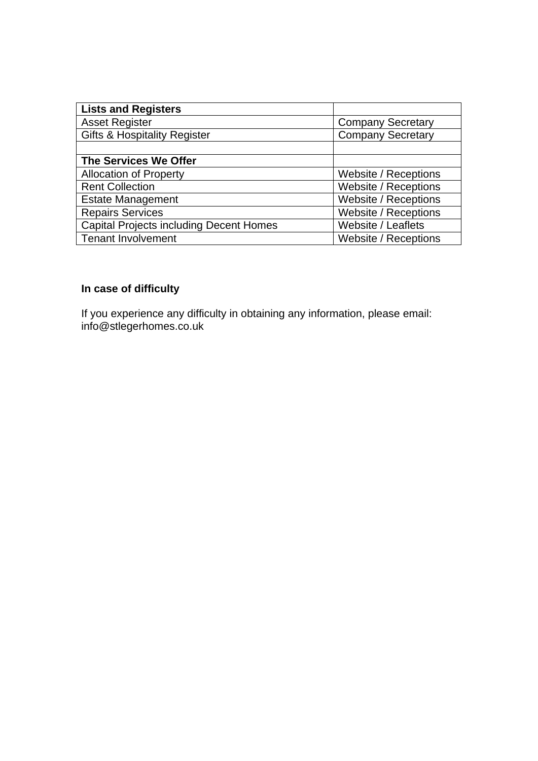| | |
|---|---|
| **Lists and Registers** | |
| Asset Register | Company Secretary |
| Gifts & Hospitality Register | Company Secretary |
| | |
| **The Services We Offer** | |
| Allocation of Property | Website / Receptions |
| Rent Collection | Website / Receptions |
| Estate Management | Website / Receptions |
| Repairs Services | Website / Receptions |
| Capital Projects including Decent Homes | Website / Leaflets |
| Tenant Involvement | Website / Receptions |

**In case of difficulty**

If you experience any difficulty in obtaining any information, please email: info@stlegerhomes.co.uk